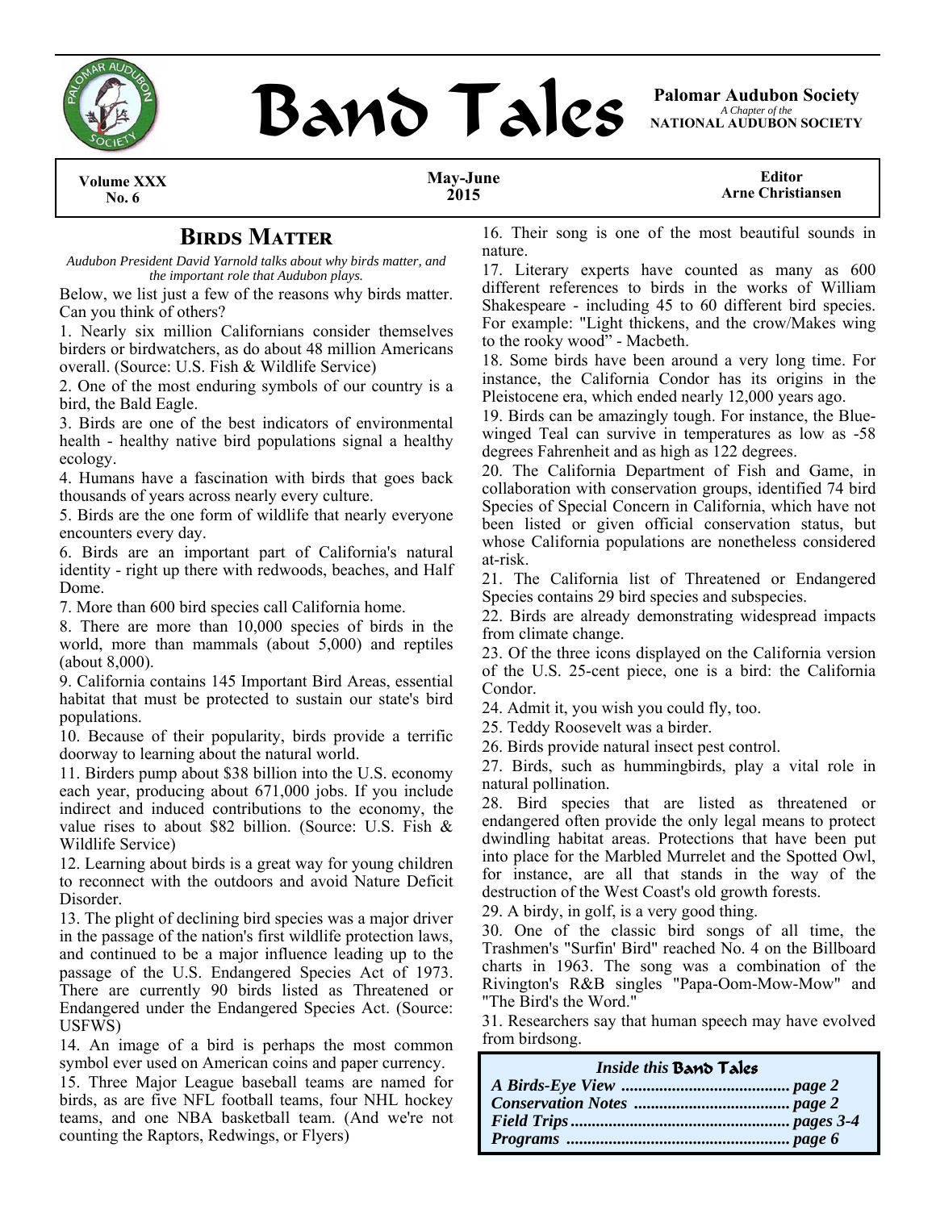# Band Tales

**Palomar Audubon Society**
*A Chapter of the*
**NATIONAL AUDUBON SOCIETY**

**Volume XXX No. 6** | **May-June 2015** | **Editor Arne Christiansen**

## Birds Matter

*Audubon President David Yarnold talks about why birds matter, and the important role that Audubon plays.*

Below, we list just a few of the reasons why birds matter. Can you think of others?

1. Nearly six million Californians consider themselves birders or birdwatchers, as do about 48 million Americans overall. (Source: U.S. Fish & Wildlife Service)
2. One of the most enduring symbols of our country is a bird, the Bald Eagle.
3. Birds are one of the best indicators of environmental health - healthy native bird populations signal a healthy ecology.
4. Humans have a fascination with birds that goes back thousands of years across nearly every culture.
5. Birds are the one form of wildlife that nearly everyone encounters every day.
6. Birds are an important part of California's natural identity - right up there with redwoods, beaches, and Half Dome.
7. More than 600 bird species call California home.
8. There are more than 10,000 species of birds in the world, more than mammals (about 5,000) and reptiles (about 8,000).
9. California contains 145 Important Bird Areas, essential habitat that must be protected to sustain our state's bird populations.
10. Because of their popularity, birds provide a terrific doorway to learning about the natural world.
11. Birders pump about $38 billion into the U.S. economy each year, producing about 671,000 jobs. If you include indirect and induced contributions to the economy, the value rises to about $82 billion. (Source: U.S. Fish & Wildlife Service)
12. Learning about birds is a great way for young children to reconnect with the outdoors and avoid Nature Deficit Disorder.
13. The plight of declining bird species was a major driver in the passage of the nation's first wildlife protection laws, and continued to be a major influence leading up to the passage of the U.S. Endangered Species Act of 1973. There are currently 90 birds listed as Threatened or Endangered under the Endangered Species Act. (Source: USFWS)
14. An image of a bird is perhaps the most common symbol ever used on American coins and paper currency.
15. Three Major League baseball teams are named for birds, as are five NFL football teams, four NHL hockey teams, and one NBA basketball team. (And we're not counting the Raptors, Redwings, or Flyers)
16. Their song is one of the most beautiful sounds in nature.
17. Literary experts have counted as many as 600 different references to birds in the works of William Shakespeare - including 45 to 60 different bird species. For example: "Light thickens, and the crow/Makes wing to the rooky wood" - Macbeth.
18. Some birds have been around a very long time. For instance, the California Condor has its origins in the Pleistocene era, which ended nearly 12,000 years ago.
19. Birds can be amazingly tough. For instance, the Blue-winged Teal can survive in temperatures as low as -58 degrees Fahrenheit and as high as 122 degrees.
20. The California Department of Fish and Game, in collaboration with conservation groups, identified 74 bird Species of Special Concern in California, which have not been listed or given official conservation status, but whose California populations are nonetheless considered at-risk.
21. The California list of Threatened or Endangered Species contains 29 bird species and subspecies.
22. Birds are already demonstrating widespread impacts from climate change.
23. Of the three icons displayed on the California version of the U.S. 25-cent piece, one is a bird: the California Condor.
24. Admit it, you wish you could fly, too.
25. Teddy Roosevelt was a birder.
26. Birds provide natural insect pest control.
27. Birds, such as hummingbirds, play a vital role in natural pollination.
28. Bird species that are listed as threatened or endangered often provide the only legal means to protect dwindling habitat areas. Protections that have been put into place for the Marbled Murrelet and the Spotted Owl, for instance, are all that stands in the way of the destruction of the West Coast's old growth forests.
29. A birdy, in golf, is a very good thing.
30. One of the classic bird songs of all time, the Trashmen's "Surfin' Bird" reached No. 4 on the Billboard charts in 1963. The song was a combination of the Rivington's R&B singles "Papa-Oom-Mow-Mow" and "The Bird's the Word."
31. Researchers say that human speech may have evolved from birdsong.

***Inside this* Band Tales**

*A Birds-Eye View* ..... *page 2*
*Conservation Notes* ..... *page 2*
*Field Trips* ..... *pages 3-4*
*Programs* ..... *page 6*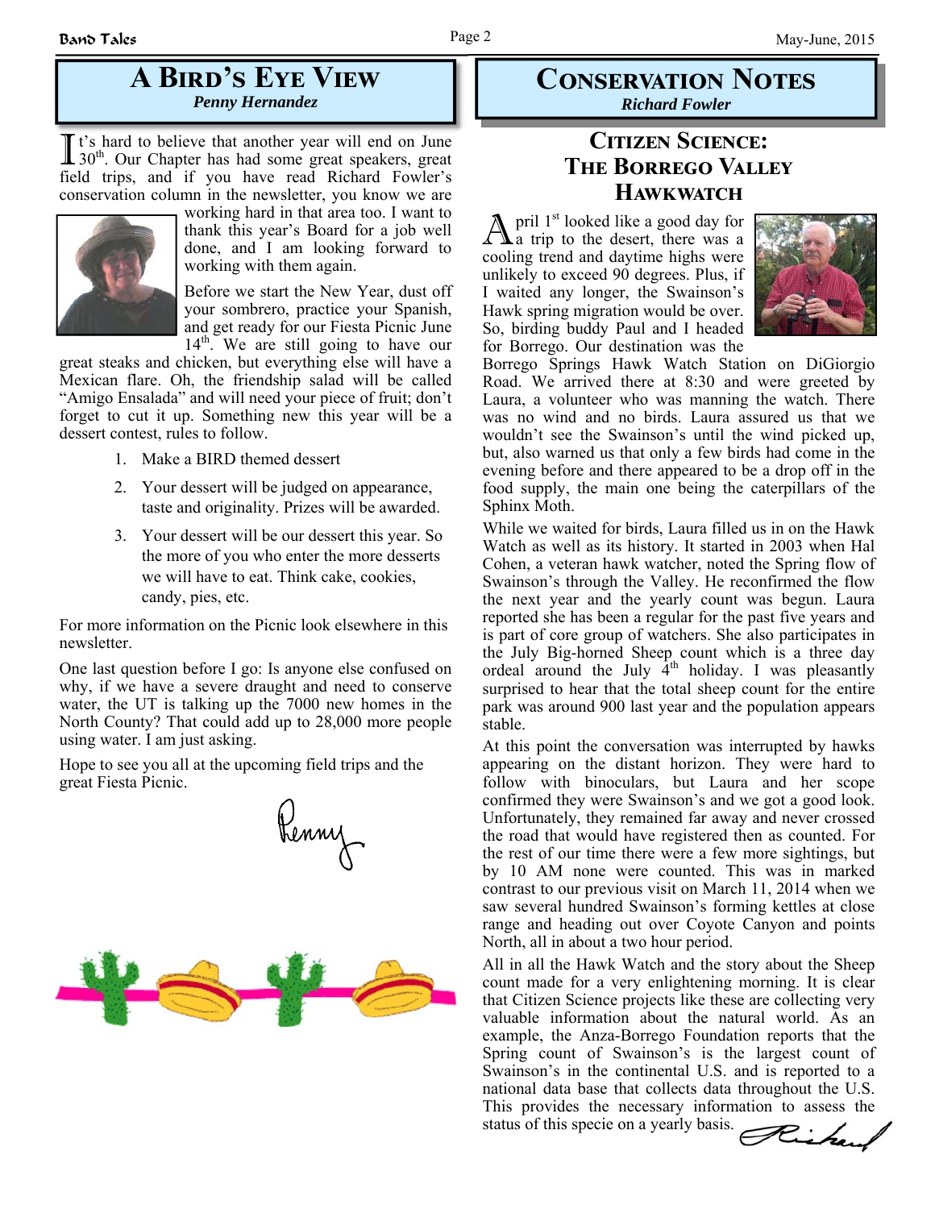## A Bird's Eye View

*Penny Hernandez*

It's hard to believe that another year will end on June 30th. Our Chapter has had some great speakers, great field trips, and if you have read Richard Fowler's conservation column in the newsletter, you know we are working hard in that area too. I want to thank this year's Board for a job well done, and I am looking forward to working with them again.

Before we start the New Year, dust off your sombrero, practice your Spanish, and get ready for our Fiesta Picnic June 14th. We are still going to have our great steaks and chicken, but everything else will have a Mexican flare. Oh, the friendship salad will be called "Amigo Ensalada" and will need your piece of fruit; don't forget to cut it up. Something new this year will be a dessert contest, rules to follow.

1. Make a BIRD themed dessert
2. Your dessert will be judged on appearance, taste and originality. Prizes will be awarded.
3. Your dessert will be our dessert this year. So the more of you who enter the more desserts we will have to eat. Think cake, cookies, candy, pies, etc.

For more information on the Picnic look elsewhere in this newsletter.

One last question before I go: Is anyone else confused on why, if we have a severe draught and need to conserve water, the UT is talking up the 7000 new homes in the North County? That could add up to 28,000 more people using water. I am just asking.

Hope to see you all at the upcoming field trips and the great Fiesta Picnic.

Penny

## Conservation Notes

*Richard Fowler*

### Citizen Science: The Borrego Valley Hawkwatch

April 1st looked like a good day for a trip to the desert, there was a cooling trend and daytime highs were unlikely to exceed 90 degrees. Plus, if I waited any longer, the Swainson's Hawk spring migration would be over. So, birding buddy Paul and I headed for Borrego. Our destination was the Borrego Springs Hawk Watch Station on DiGiorgio Road. We arrived there at 8:30 and were greeted by Laura, a volunteer who was manning the watch. There was no wind and no birds. Laura assured us that we wouldn't see the Swainson's until the wind picked up, but, also warned us that only a few birds had come in the evening before and there appeared to be a drop off in the food supply, the main one being the caterpillars of the Sphinx Moth.

While we waited for birds, Laura filled us in on the Hawk Watch as well as its history. It started in 2003 when Hal Cohen, a veteran hawk watcher, noted the Spring flow of Swainson's through the Valley. He reconfirmed the flow the next year and the yearly count was begun. Laura reported she has been a regular for the past five years and is part of core group of watchers. She also participates in the July Big-horned Sheep count which is a three day ordeal around the July 4th holiday. I was pleasantly surprised to hear that the total sheep count for the entire park was around 900 last year and the population appears stable.

At this point the conversation was interrupted by hawks appearing on the distant horizon. They were hard to follow with binoculars, but Laura and her scope confirmed they were Swainson's and we got a good look. Unfortunately, they remained far away and never crossed the road that would have registered then as counted. For the rest of our time there were a few more sightings, but by 10 AM none were counted. This was in marked contrast to our previous visit on March 11, 2014 when we saw several hundred Swainson's forming kettles at close range and heading out over Coyote Canyon and points North, all in about a two hour period.

All in all the Hawk Watch and the story about the Sheep count made for a very enlightening morning. It is clear that Citizen Science projects like these are collecting very valuable information about the natural world. As an example, the Anza-Borrego Foundation reports that the Spring count of Swainson's is the largest count of Swainson's in the continental U.S. and is reported to a national data base that collects data throughout the U.S. This provides the necessary information to assess the status of this specie on a yearly basis.

Richard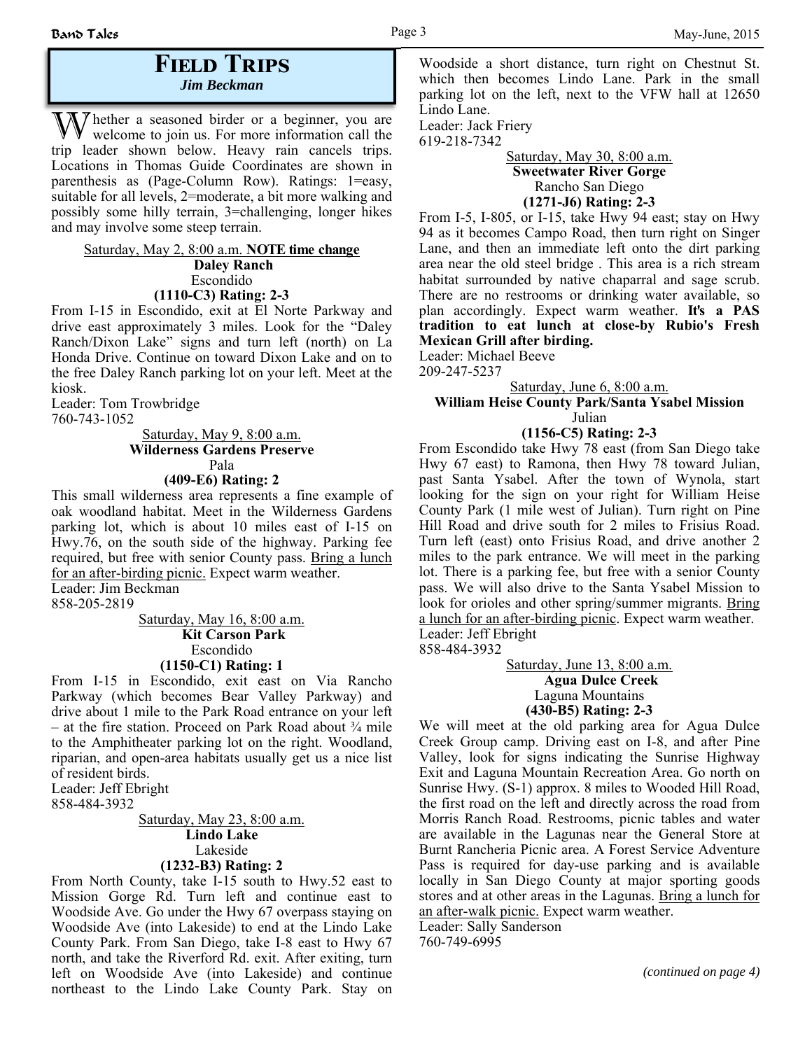# FIELD TRIPS

*Jim Beckman*

Whether a seasoned birder or a beginner, you are welcome to join us. For more information call the trip leader shown below. Heavy rain cancels trips. Locations in Thomas Guide Coordinates are shown in parenthesis as (Page-Column Row). Ratings: 1=easy, suitable for all levels, 2=moderate, a bit more walking and possibly some hilly terrain, 3=challenging, longer hikes and may involve some steep terrain.

Saturday, May 2, 8:00 a.m. **NOTE time change**

**Daley Ranch**
Escondido
**(1110-C3) Rating: 2-3**

From I-15 in Escondido, exit at El Norte Parkway and drive east approximately 3 miles. Look for the "Daley Ranch/Dixon Lake" signs and turn left (north) on La Honda Drive. Continue on toward Dixon Lake and on to the free Daley Ranch parking lot on your left. Meet at the kiosk.

Leader: Tom Trowbridge
760-743-1052

Saturday, May 9, 8:00 a.m.

**Wilderness Gardens Preserve**
Pala
**(409-E6) Rating: 2**

This small wilderness area represents a fine example of oak woodland habitat. Meet in the Wilderness Gardens parking lot, which is about 10 miles east of I-15 on Hwy.76, on the south side of the highway. Parking fee required, but free with senior County pass. Bring a lunch for an after-birding picnic. Expect warm weather.

Leader: Jim Beckman
858-205-2819

Saturday, May 16, 8:00 a.m.

**Kit Carson Park**
Escondido
**(1150-C1) Rating: 1**

From I-15 in Escondido, exit east on Via Rancho Parkway (which becomes Bear Valley Parkway) and drive about 1 mile to the Park Road entrance on your left – at the fire station. Proceed on Park Road about ¾ mile to the Amphitheater parking lot on the right. Woodland, riparian, and open-area habitats usually get us a nice list of resident birds.

Leader: Jeff Ebright
858-484-3932

Saturday, May 23, 8:00 a.m.

**Lindo Lake**
Lakeside
**(1232-B3) Rating: 2**

From North County, take I-15 south to Hwy.52 east to Mission Gorge Rd. Turn left and continue east to Woodside Ave. Go under the Hwy 67 overpass staying on Woodside Ave (into Lakeside) to end at the Lindo Lake County Park. From San Diego, take I-8 east to Hwy 67 north, and take the Riverford Rd. exit. After exiting, turn left on Woodside Ave (into Lakeside) and continue northeast to the Lindo Lake County Park. Stay on Woodside a short distance, turn right on Chestnut St. which then becomes Lindo Lane. Park in the small parking lot on the left, next to the VFW hall at 12650 Lindo Lane.

Leader: Jack Friery
619-218-7342

Saturday, May 30, 8:00 a.m.

**Sweetwater River Gorge**
Rancho San Diego
**(1271-J6) Rating: 2-3**

From I-5, I-805, or I-15, take Hwy 94 east; stay on Hwy 94 as it becomes Campo Road, then turn right on Singer Lane, and then an immediate left onto the dirt parking area near the old steel bridge . This area is a rich stream habitat surrounded by native chaparral and sage scrub. There are no restrooms or drinking water available, so plan accordingly. Expect warm weather. **It's a PAS tradition to eat lunch at close-by Rubio's Fresh Mexican Grill after birding.**

Leader: Michael Beeve
209-247-5237

Saturday, June 6, 8:00 a.m.

**William Heise County Park/Santa Ysabel Mission**
Julian
**(1156-C5) Rating: 2-3**

From Escondido take Hwy 78 east (from San Diego take Hwy 67 east) to Ramona, then Hwy 78 toward Julian, past Santa Ysabel. After the town of Wynola, start looking for the sign on your right for William Heise County Park (1 mile west of Julian). Turn right on Pine Hill Road and drive south for 2 miles to Frisius Road. Turn left (east) onto Frisius Road, and drive another 2 miles to the park entrance. We will meet in the parking lot. There is a parking fee, but free with a senior County pass. We will also drive to the Santa Ysabel Mission to look for orioles and other spring/summer migrants. Bring a lunch for an after-birding picnic. Expect warm weather.

Leader: Jeff Ebright
858-484-3932

Saturday, June 13, 8:00 a.m.

**Agua Dulce Creek**
Laguna Mountains
**(430-B5) Rating: 2-3**

We will meet at the old parking area for Agua Dulce Creek Group camp. Driving east on I-8, and after Pine Valley, look for signs indicating the Sunrise Highway Exit and Laguna Mountain Recreation Area. Go north on Sunrise Hwy. (S-1) approx. 8 miles to Wooded Hill Road, the first road on the left and directly across the road from Morris Ranch Road. Restrooms, picnic tables and water are available in the Lagunas near the General Store at Burnt Rancheria Picnic area. A Forest Service Adventure Pass is required for day-use parking and is available locally in San Diego County at major sporting goods stores and at other areas in the Lagunas. Bring a lunch for an after-walk picnic. Expect warm weather.

Leader: Sally Sanderson
760-749-6995

*(continued on page 4)*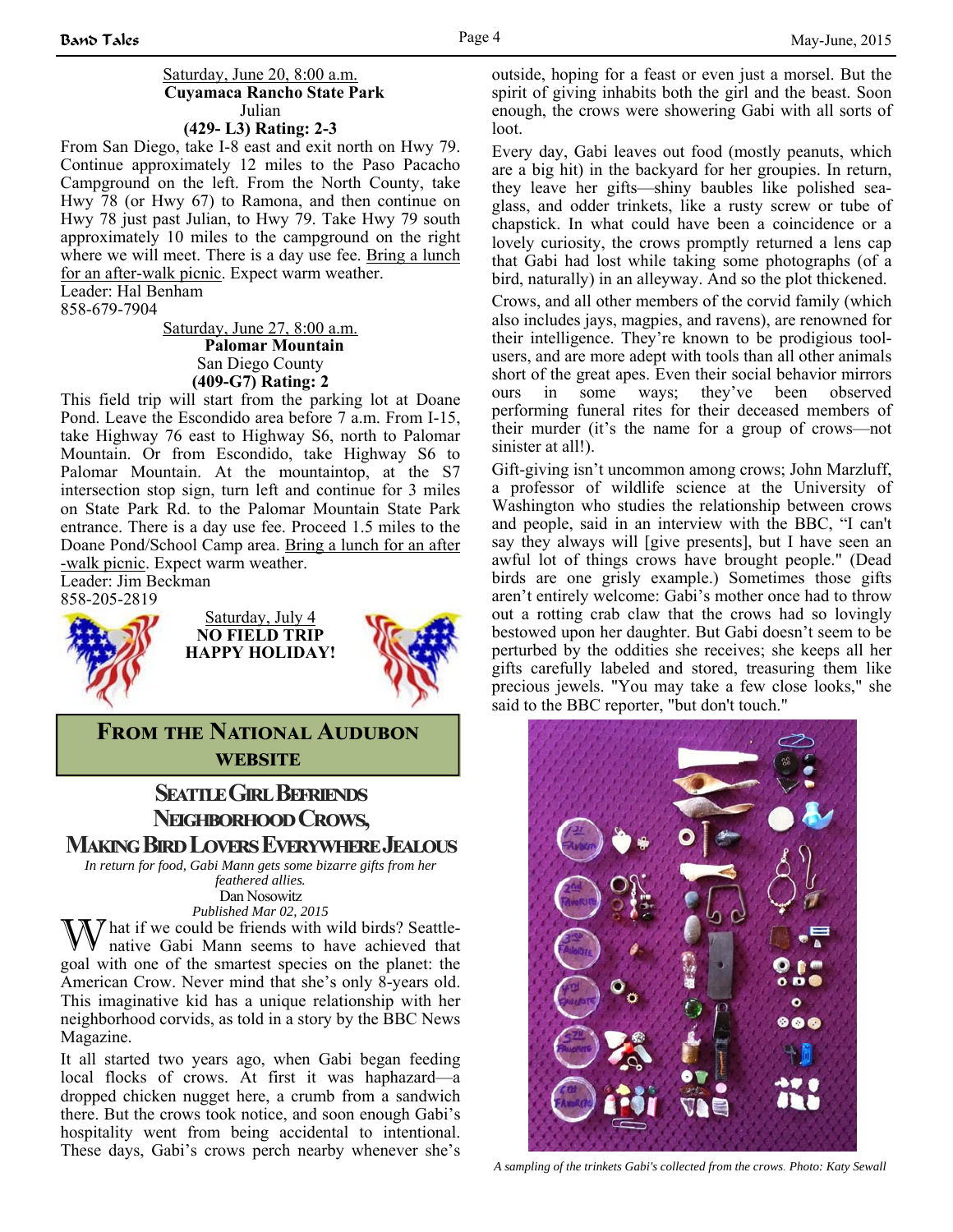Saturday, June 20, 8:00 a.m.
**Cuyamaca Rancho State Park**
Julian
**(429- L3) Rating: 2-3**

From San Diego, take I-8 east and exit north on Hwy 79. Continue approximately 12 miles to the Paso Pacacho Campground on the left. From the North County, take Hwy 78 (or Hwy 67) to Ramona, and then continue on Hwy 78 just past Julian, to Hwy 79. Take Hwy 79 south approximately 10 miles to the campground on the right where we will meet. There is a day use fee. Bring a lunch for an after-walk picnic. Expect warm weather.
Leader: Hal Benham
858-679-7904

Saturday, June 27, 8:00 a.m.
**Palomar Mountain**
San Diego County
**(409-G7) Rating: 2**

This field trip will start from the parking lot at Doane Pond. Leave the Escondido area before 7 a.m. From I-15, take Highway 76 east to Highway S6, north to Palomar Mountain. Or from Escondido, take Highway S6 to Palomar Mountain. At the mountaintop, at the S7 intersection stop sign, turn left and continue for 3 miles on State Park Rd. to the Palomar Mountain State Park entrance. There is a day use fee. Proceed 1.5 miles to the Doane Pond/School Camp area. Bring a lunch for an after-walk picnic. Expect warm weather.
Leader: Jim Beckman
858-205-2819

Saturday, July 4
**NO FIELD TRIP**
**HAPPY HOLIDAY!**

## From the National Audubon Website

### Seattle Girl Befriends Neighborhood Crows, Making Bird Lovers Everywhere Jealous

*In return for food, Gabi Mann gets some bizarre gifts from her feathered allies.*
Dan Nosowitz
*Published Mar 02, 2015*

What if we could be friends with wild birds? Seattle-native Gabi Mann seems to have achieved that goal with one of the smartest species on the planet: the American Crow. Never mind that she's only 8-years old. This imaginative kid has a unique relationship with her neighborhood corvids, as told in a story by the BBC News Magazine.

It all started two years ago, when Gabi began feeding local flocks of crows. At first it was haphazard—a dropped chicken nugget here, a crumb from a sandwich there. But the crows took notice, and soon enough Gabi's hospitality went from being accidental to intentional. These days, Gabi's crows perch nearby whenever she's outside, hoping for a feast or even just a morsel. But the spirit of giving inhabits both the girl and the beast. Soon enough, the crows were showering Gabi with all sorts of loot.

Every day, Gabi leaves out food (mostly peanuts, which are a big hit) in the backyard for her groupies. In return, they leave her gifts—shiny baubles like polished sea-glass, and odder trinkets, like a rusty screw or tube of chapstick. In what could have been a coincidence or a lovely curiosity, the crows promptly returned a lens cap that Gabi had lost while taking some photographs (of a bird, naturally) in an alleyway. And so the plot thickened.

Crows, and all other members of the corvid family (which also includes jays, magpies, and ravens), are renowned for their intelligence. They're known to be prodigious tool-users, and are more adept with tools than all other animals short of the great apes. Even their social behavior mirrors ours in some ways; they've been observed performing funeral rites for their deceased members of their murder (it's the name for a group of crows—not sinister at all!).

Gift-giving isn't uncommon among crows; John Marzluff, a professor of wildlife science at the University of Washington who studies the relationship between crows and people, said in an interview with the BBC, "I can't say they always will [give presents], but I have seen an awful lot of things crows have brought people." (Dead birds are one grisly example.) Sometimes those gifts aren't entirely welcome: Gabi's mother once had to throw out a rotting crab claw that the crows had so lovingly bestowed upon her daughter. But Gabi doesn't seem to be perturbed by the oddities she receives; she keeps all her gifts carefully labeled and stored, treasuring them like precious jewels. "You may take a few close looks," she said to the BBC reporter, "but don't touch."

*A sampling of the trinkets Gabi's collected from the crows. Photo: Katy Sewall*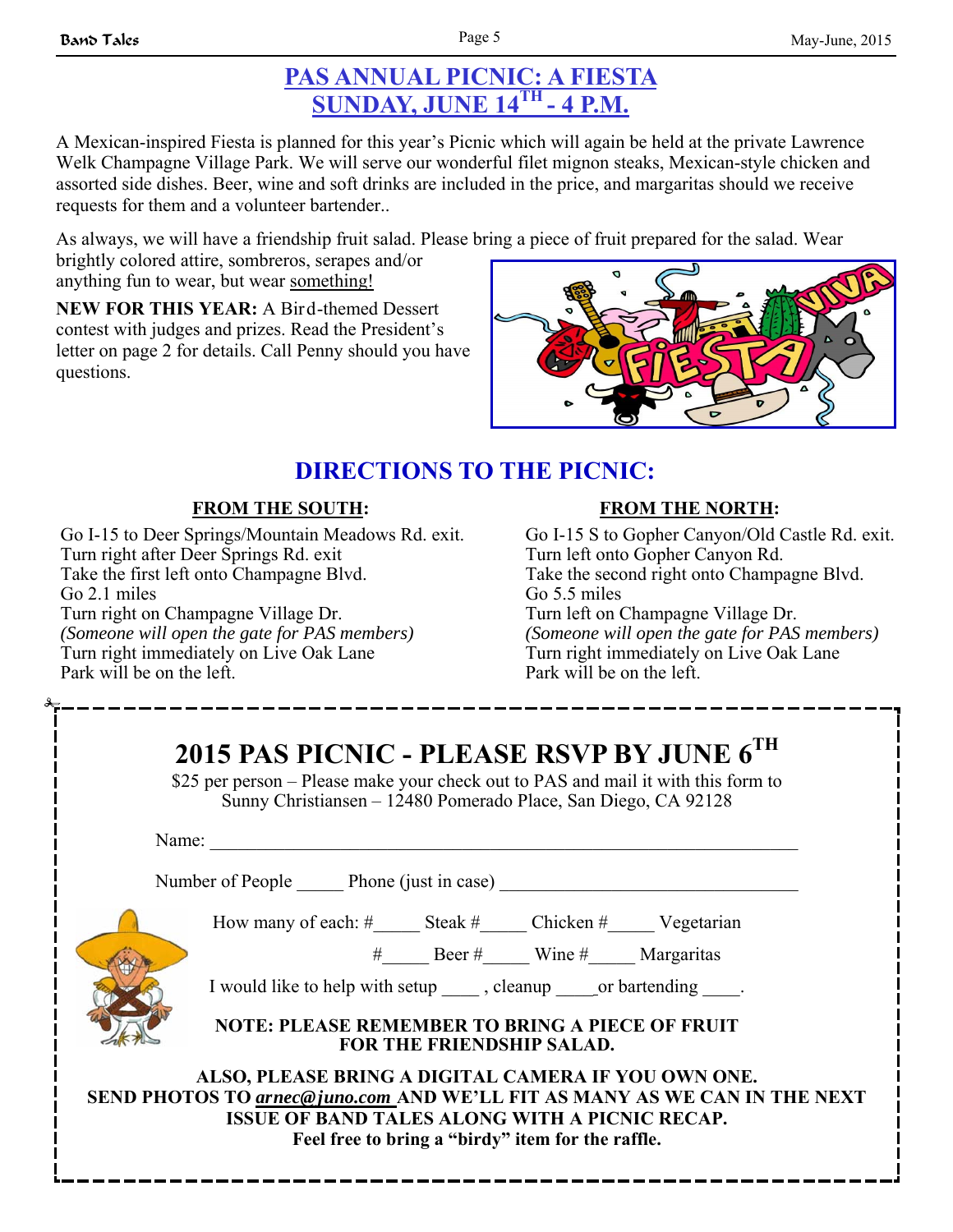## PAS ANNUAL PICNIC: A FIESTA
## SUNDAY, JUNE 14TH - 4 P.M.

A Mexican-inspired Fiesta is planned for this year's Picnic which will again be held at the private Lawrence Welk Champagne Village Park. We will serve our wonderful filet mignon steaks, Mexican-style chicken and assorted side dishes. Beer, wine and soft drinks are included in the price, and margaritas should we receive requests for them and a volunteer bartender..

As always, we will have a friendship fruit salad. Please bring a piece of fruit prepared for the salad. Wear brightly colored attire, sombreros, serapes and/or anything fun to wear, but wear something!

**NEW FOR THIS YEAR:** A Bird-themed Dessert contest with judges and prizes. Read the President's letter on page 2 for details. Call Penny should you have questions.

## DIRECTIONS TO THE PICNIC:

### FROM THE SOUTH:

Go I-15 to Deer Springs/Mountain Meadows Rd. exit.
Turn right after Deer Springs Rd. exit
Take the first left onto Champagne Blvd.
Go 2.1 miles
Turn right on Champagne Village Dr.
*(Someone will open the gate for PAS members)*
Turn right immediately on Live Oak Lane
Park will be on the left.

### FROM THE NORTH:

Go I-15 S to Gopher Canyon/Old Castle Rd. exit.
Turn left onto Gopher Canyon Rd.
Take the second right onto Champagne Blvd.
Go 5.5 miles
Turn left on Champagne Village Dr.
*(Someone will open the gate for PAS members)*
Turn right immediately on Live Oak Lane
Park will be on the left.

---

## 2015 PAS PICNIC - PLEASE RSVP BY JUNE 6TH

$25 per person – Please make your check out to PAS and mail it with this form to Sunny Christiansen – 12480 Pomerado Place, San Diego, CA 92128

Name: ___________________________________________________________________

Number of People _____ Phone (just in case) _________________________________

How many of each: #_____ Steak #_____ Chicken #_____ Vegetarian

#_____ Beer #_____ Wine #_____ Margaritas

I would like to help with setup ____ , cleanup ____or bartending ____.

**NOTE: PLEASE REMEMBER TO BRING A PIECE OF FRUIT FOR THE FRIENDSHIP SALAD.**

**ALSO, PLEASE BRING A DIGITAL CAMERA IF YOU OWN ONE. SEND PHOTOS TO *arnec@juno.com* AND WE'LL FIT AS MANY AS WE CAN IN THE NEXT ISSUE OF BAND TALES ALONG WITH A PICNIC RECAP.**
**Feel free to bring a "birdy" item for the raffle.**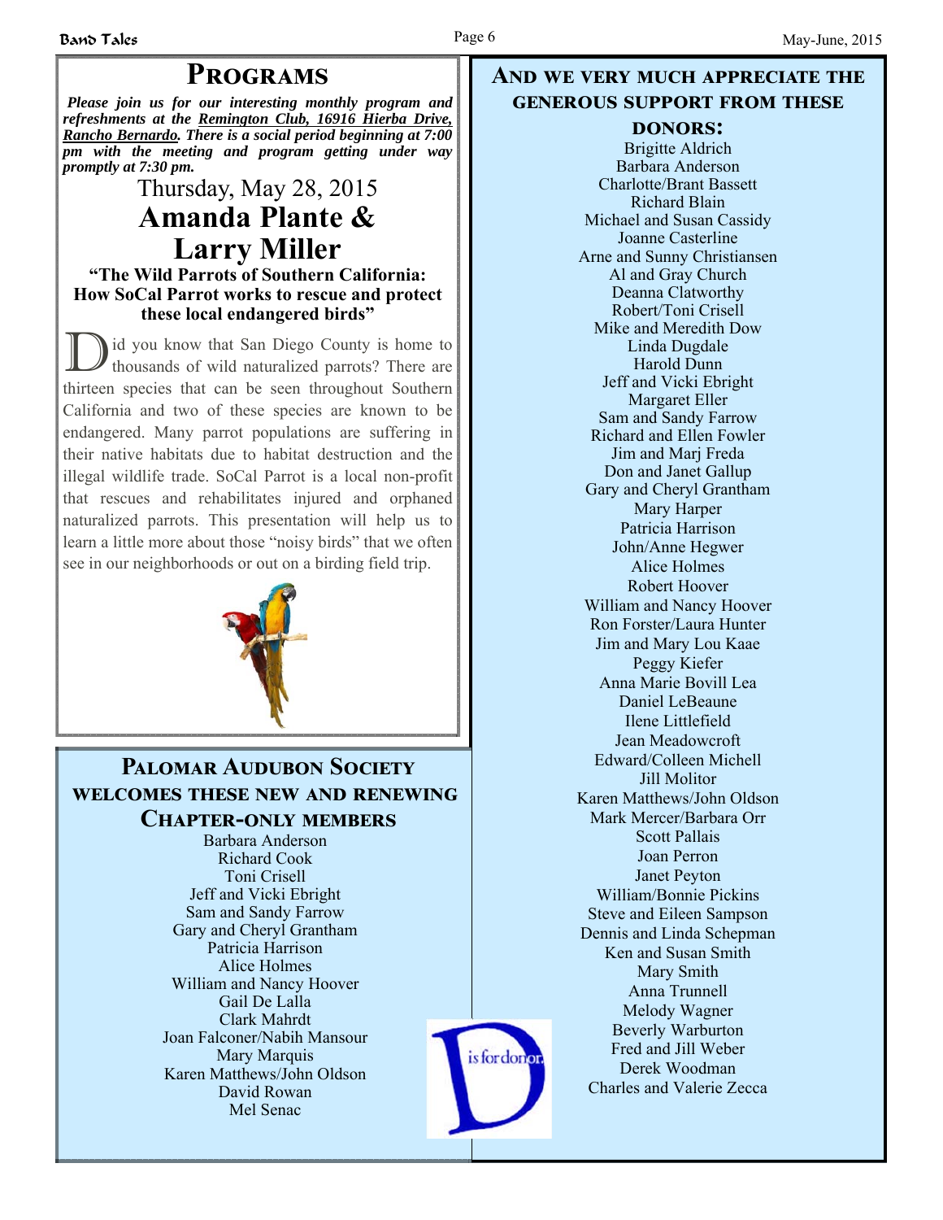## Programs

***Please join us for our interesting monthly program and refreshments at the Remington Club, 16916 Hierba Drive, Rancho Bernardo. There is a social period beginning at 7:00 pm with the meeting and program getting under way promptly at 7:30 pm.***

Thursday, May 28, 2015

### Amanda Plante & Larry Miller

**"The Wild Parrots of Southern California: How SoCal Parrot works to rescue and protect these local endangered birds"**

Did you know that San Diego County is home to thousands of wild naturalized parrots? There are thirteen species that can be seen throughout Southern California and two of these species are known to be endangered. Many parrot populations are suffering in their native habitats due to habitat destruction and the illegal wildlife trade. SoCal Parrot is a local non-profit that rescues and rehabilitates injured and orphaned naturalized parrots. This presentation will help us to learn a little more about those "noisy birds" that we often see in our neighborhoods or out on a birding field trip.

## Palomar Audubon Society welcomes these new and renewing Chapter-only members

Barbara Anderson
Richard Cook
Toni Crisell
Jeff and Vicki Ebright
Sam and Sandy Farrow
Gary and Cheryl Grantham
Patricia Harrison
Alice Holmes
William and Nancy Hoover
Gail De Lalla
Clark Mahrdt
Joan Falconer/Nabih Mansour
Mary Marquis
Karen Matthews/John Oldson
David Rowan
Mel Senac

## And we very much appreciate the generous support from these donors:

Brigitte Aldrich
Barbara Anderson
Charlotte/Brant Bassett
Richard Blain
Michael and Susan Cassidy
Joanne Casterline
Arne and Sunny Christiansen
Al and Gray Church
Deanna Clatworthy
Robert/Toni Crisell
Mike and Meredith Dow
Linda Dugdale
Harold Dunn
Jeff and Vicki Ebright
Margaret Eller
Sam and Sandy Farrow
Richard and Ellen Fowler
Jim and Marj Freda
Don and Janet Gallup
Gary and Cheryl Grantham
Mary Harper
Patricia Harrison
John/Anne Hegwer
Alice Holmes
Robert Hoover
William and Nancy Hoover
Ron Forster/Laura Hunter
Jim and Mary Lou Kaae
Peggy Kiefer
Anna Marie Bovill Lea
Daniel LeBeaune
Ilene Littlefield
Jean Meadowcroft
Edward/Colleen Michell
Jill Molitor
Karen Matthews/John Oldson
Mark Mercer/Barbara Orr
Scott Pallais
Joan Perron
Janet Peyton
William/Bonnie Pickins
Steve and Eileen Sampson
Dennis and Linda Schepman
Ken and Susan Smith
Mary Smith
Anna Trunnell
Melody Wagner
Beverly Warburton
Fred and Jill Weber
Derek Woodman
Charles and Valerie Zecca

D is for donor.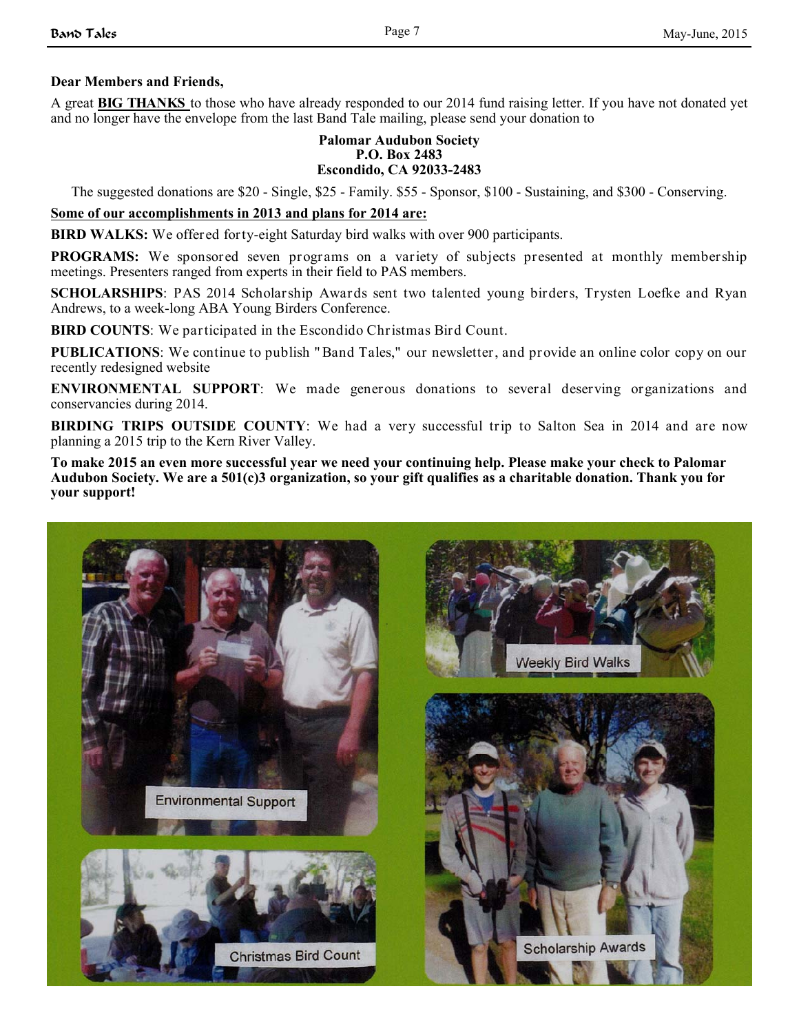**Dear Members and Friends,**

A great **BIG THANKS** to those who have already responded to our 2014 fund raising letter. If you have not donated yet and no longer have the envelope from the last Band Tale mailing, please send your donation to

**Palomar Audubon Society**
**P.O. Box 2483**
**Escondido, CA 92033-2483**

The suggested donations are $20 - Single, $25 - Family. $55 - Sponsor, $100 - Sustaining, and $300 - Conserving.

**Some of our accomplishments in 2013 and plans for 2014 are:**

**BIRD WALKS:** We offered forty-eight Saturday bird walks with over 900 participants.

**PROGRAMS:** We sponsored seven programs on a variety of subjects presented at monthly membership meetings. Presenters ranged from experts in their field to PAS members.

**SCHOLARSHIPS**: PAS 2014 Scholarship Awards sent two talented young birders, Trysten Loefke and Ryan Andrews, to a week-long ABA Young Birders Conference.

**BIRD COUNTS**: We participated in the Escondido Christmas Bird Count.

**PUBLICATIONS**: We continue to publish "Band Tales," our newsletter, and provide an online color copy on our recently redesigned website

**ENVIRONMENTAL SUPPORT**: We made generous donations to several deserving organizations and conservancies during 2014.

**BIRDING TRIPS OUTSIDE COUNTY**: We had a very successful trip to Salton Sea in 2014 and are now planning a 2015 trip to the Kern River Valley.

**To make 2015 an even more successful year we need your continuing help. Please make your check to Palomar Audubon Society. We are a 501(c)3 organization, so your gift qualifies as a charitable donation. Thank you for your support!**

Environmental Support

Weekly Bird Walks

Christmas Bird Count

Scholarship Awards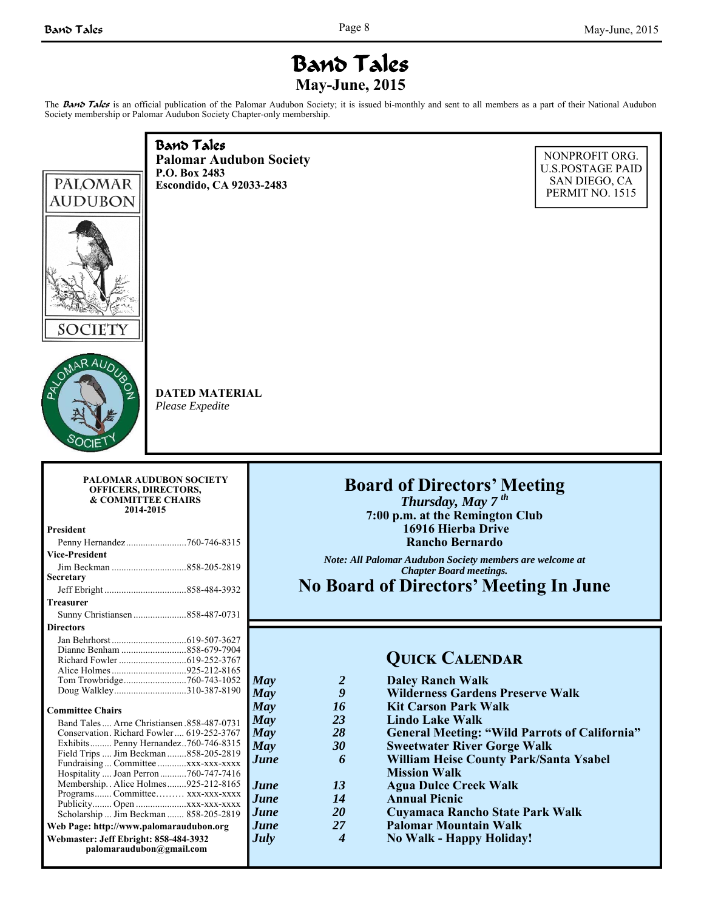# Band Tales

## May-June, 2015

The ***Band Tales*** is an official publication of the Palomar Audubon Society; it is issued bi-monthly and sent to all members as a part of their National Audubon Society membership or Palomar Audubon Society Chapter-only membership.

PALOMAR AUDUBON SOCIETY

**Band Tales**
**Palomar Audubon Society**
**P.O. Box 2483**
**Escondido, CA 92033-2483**

NONPROFIT ORG.
U.S.POSTAGE PAID
SAN DIEGO, CA
PERMIT NO. 1515

PALOMAR AUDUBON SOCIETY

**DATED MATERIAL**
*Please Expedite*

**PALOMAR AUDUBON SOCIETY OFFICERS, DIRECTORS, & COMMITTEE CHAIRS 2014-2015**

**President**
Penny Hernandez........................760-746-8315

**Vice-President**
Jim Beckman ..............................858-205-2819

**Secretary**
Jeff Ebright .................................858-484-3932

**Treasurer**
Sunny Christiansen ......................858-487-0731

**Directors**
Jan Behrhorst ...............................619-507-3627
Dianne Benham ...........................858-679-7904
Richard Fowler ............................619-252-3767
Alice Holmes ...............................925-212-8165
Tom Trowbridge..........................760-743-1052
Doug Walkley..............................310-387-8190

**Committee Chairs**
Band Tales .... Arne Christiansen .858-487-0731
Conservation. Richard Fowler .... 619-252-3767
Exhibits......... Penny Hernandez..760-746-8315
Field Trips .... Jim Beckman ........858-205-2819
Fundraising ... Committee ...........xxx-xxx-xxxx
Hospitality .... Joan Perron ...........760-747-7416
Membership.. Alice Holmes........925-212-8165
Programs....... Committee……… xxx-xxx-xxxx
Publicity........ Open .....................xxx-xxx-xxxx
Scholarship ... Jim Beckman ....... 858-205-2819

**Web Page: http://www.palomaraudubon.org**

**Webmaster: Jeff Ebright: 858-484-3932**
**palomaraudubon@gmail.com**

## Board of Directors' Meeting

***Thursday, May 7th***
**7:00 p.m. at the Remington Club**
**16916 Hierba Drive**
**Rancho Bernardo**

***Note: All Palomar Audubon Society members are welcome at Chapter Board meetings.***

## No Board of Directors' Meeting In June

## Quick Calendar

| | | |
|---|---|---|
| ***May*** | ***2*** | **Daley Ranch Walk** |
| ***May*** | ***9*** | **Wilderness Gardens Preserve Walk** |
| ***May*** | ***16*** | **Kit Carson Park Walk** |
| ***May*** | ***23*** | **Lindo Lake Walk** |
| ***May*** | ***28*** | **General Meeting: "Wild Parrots of California"** |
| ***May*** | ***30*** | **Sweetwater River Gorge Walk** |
| ***June*** | ***6*** | **William Heise County Park/Santa Ysabel Mission Walk** |
| ***June*** | ***13*** | **Agua Dulce Creek Walk** |
| ***June*** | ***14*** | **Annual Picnic** |
| ***June*** | ***20*** | **Cuyamaca Rancho State Park Walk** |
| ***June*** | ***27*** | **Palomar Mountain Walk** |
| ***July*** | ***4*** | **No Walk - Happy Holiday!** |